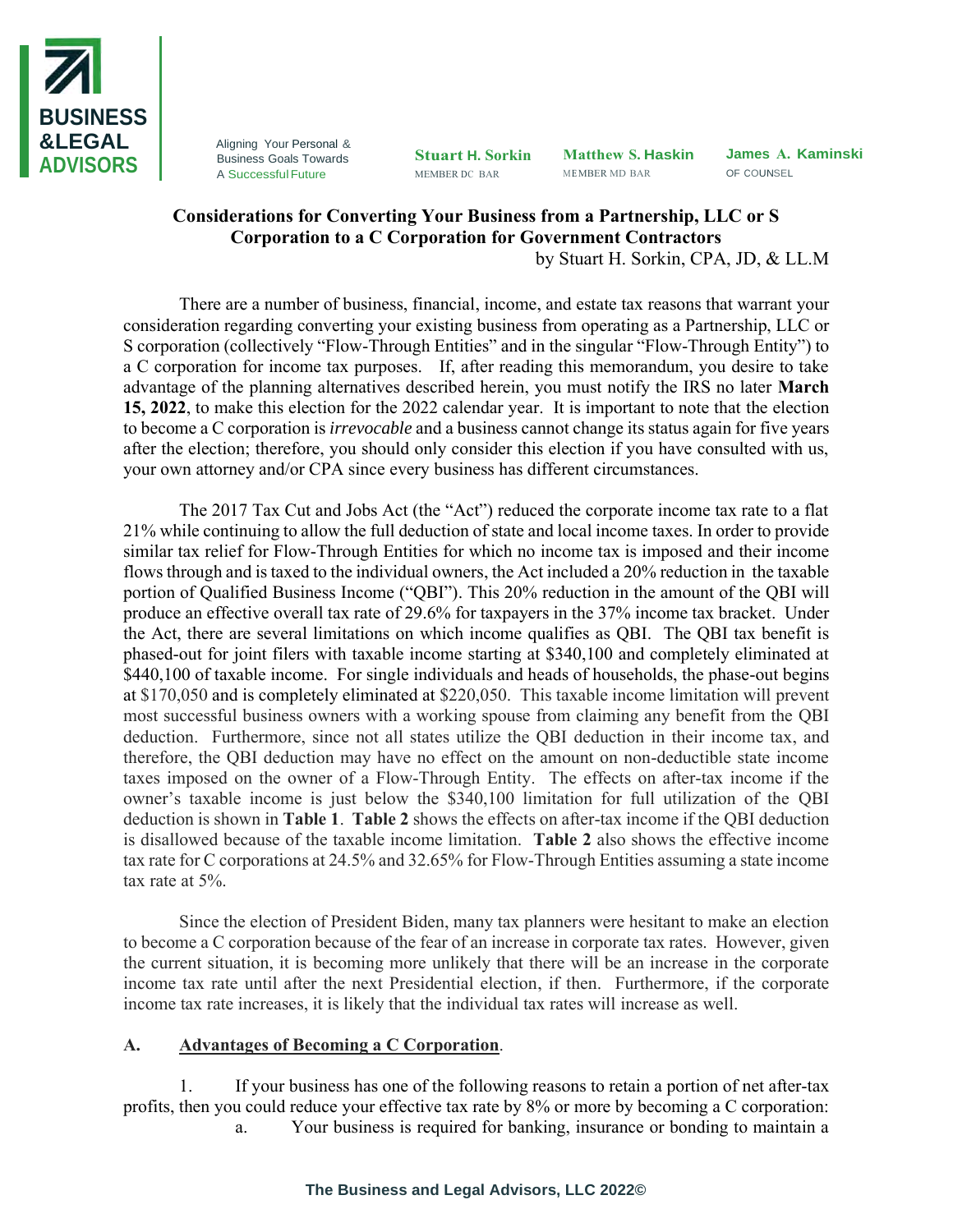**BUSINESS &LEGAL ADVISORS**

Aligning Your Personal & Business Goals Towards A Successful Future

**Stuart H. Sorkin** MEMBER DC BAR

**Matthew S. Haskin** MEMBER MD BAR

**James A. Kaminski** OF COUNSEL

# Considerations for Converting Your Business from a Partnership, LLC or S Corporation to a C Corporation for Government Contractors

by Stuart H. Sorkin, CPA, JD, & LL.M

There are a number of business, financial, income, and estate tax reasons that warrant your consideration regarding converting your existing business from operating as a Partnership, LLC or S corporation (collectively "Flow-Through Entities" and in the singular "Flow-Through Entity") to a C corporation for income tax purposes. If, after reading this memorandum, you desire to take advantage of the planning alternatives described herein, you must notify the IRS no later **March 15, 2022**, to make this election for the 2022 calendar year. It is important to note that the election to become a C corporation is *irrevocable* and a business cannot change its status again for five years after the election; therefore, you should only consider this election if you have consulted with us, your own attorney and/or CPA since every business has different circumstances.

The 2017 Tax Cut and Jobs Act (the "Act") reduced the corporate income tax rate to a flat 21% while continuing to allow the full deduction of state and local income taxes. In order to provide similar tax relief for Flow-Through Entities for which no income tax is imposed and their income flows through and is taxed to the individual owners, the Act included a 20% reduction in the taxable portion of Qualified Business Income ("QBI"). This 20% reduction in the amount of the QBI will produce an effective overall tax rate of 29.6% for taxpayers in the 37% income tax bracket. Under the Act, there are several limitations on which income qualifies as QBI. The QBI tax benefit is phased-out for joint filers with taxable income starting at $340,100 and completely eliminated at $440,100 of taxable income. For single individuals and heads of households, the phase-out begins at $170,050 and is completely eliminated at $220,050. This taxable income limitation will prevent most successful business owners with a working spouse from claiming any benefit from the QBI deduction. Furthermore, since not all states utilize the QBI deduction in their income tax, and therefore, the QBI deduction may have no effect on the amount on non-deductible state income taxes imposed on the owner of a Flow-Through Entity. The effects on after-tax income if the owner's taxable income is just below the $340,100 limitation for full utilization of the QBI deduction is shown in **Table 1**. **Table 2** shows the effects on after-tax income if the QBI deduction is disallowed because of the taxable income limitation. **Table 2** also shows the effective income tax rate for C corporations at 24.5% and 32.65% for Flow-Through Entities assuming a state income tax rate at 5%.

Since the election of President Biden, many tax planners were hesitant to make an election to become a C corporation because of the fear of an increase in corporate tax rates. However, given the current situation, it is becoming more unlikely that there will be an increase in the corporate income tax rate until after the next Presidential election, if then. Furthermore, if the corporate income tax rate increases, it is likely that the individual tax rates will increase as well.

## A. Advantages of Becoming a C Corporation.

1. If your business has one of the following reasons to retain a portion of net after-tax profits, then you could reduce your effective tax rate by 8% or more by becoming a C corporation:

   a. Your business is required for banking, insurance or bonding to maintain a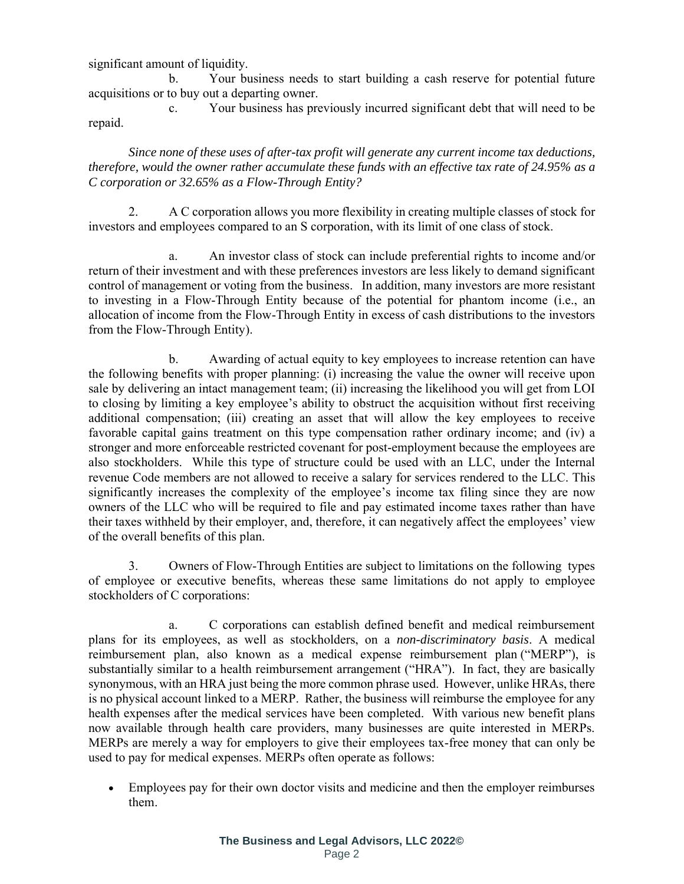significant amount of liquidity.

b. Your business needs to start building a cash reserve for potential future acquisitions or to buy out a departing owner.

c. Your business has previously incurred significant debt that will need to be repaid.

*Since none of these uses of after-tax profit will generate any current income tax deductions, therefore, would the owner rather accumulate these funds with an effective tax rate of 24.95% as a C corporation or 32.65% as a Flow-Through Entity?*

2. A C corporation allows you more flexibility in creating multiple classes of stock for investors and employees compared to an S corporation, with its limit of one class of stock.

a. An investor class of stock can include preferential rights to income and/or return of their investment and with these preferences investors are less likely to demand significant control of management or voting from the business. In addition, many investors are more resistant to investing in a Flow-Through Entity because of the potential for phantom income (i.e., an allocation of income from the Flow-Through Entity in excess of cash distributions to the investors from the Flow-Through Entity).

b. Awarding of actual equity to key employees to increase retention can have the following benefits with proper planning: (i) increasing the value the owner will receive upon sale by delivering an intact management team; (ii) increasing the likelihood you will get from LOI to closing by limiting a key employee's ability to obstruct the acquisition without first receiving additional compensation; (iii) creating an asset that will allow the key employees to receive favorable capital gains treatment on this type compensation rather ordinary income; and (iv) a stronger and more enforceable restricted covenant for post-employment because the employees are also stockholders. While this type of structure could be used with an LLC, under the Internal revenue Code members are not allowed to receive a salary for services rendered to the LLC. This significantly increases the complexity of the employee's income tax filing since they are now owners of the LLC who will be required to file and pay estimated income taxes rather than have their taxes withheld by their employer, and, therefore, it can negatively affect the employees' view of the overall benefits of this plan.

3. Owners of Flow-Through Entities are subject to limitations on the following types of employee or executive benefits, whereas these same limitations do not apply to employee stockholders of C corporations:

a. C corporations can establish defined benefit and medical reimbursement plans for its employees, as well as stockholders, on a *non-discriminatory basis*. A medical reimbursement plan, also known as a medical expense reimbursement plan ("MERP"), is substantially similar to a health reimbursement arrangement ("HRA"). In fact, they are basically synonymous, with an HRA just being the more common phrase used. However, unlike HRAs, there is no physical account linked to a MERP. Rather, the business will reimburse the employee for any health expenses after the medical services have been completed. With various new benefit plans now available through health care providers, many businesses are quite interested in MERPs. MERPs are merely a way for employers to give their employees tax-free money that can only be used to pay for medical expenses. MERPs often operate as follows:

- Employees pay for their own doctor visits and medicine and then the employer reimburses them.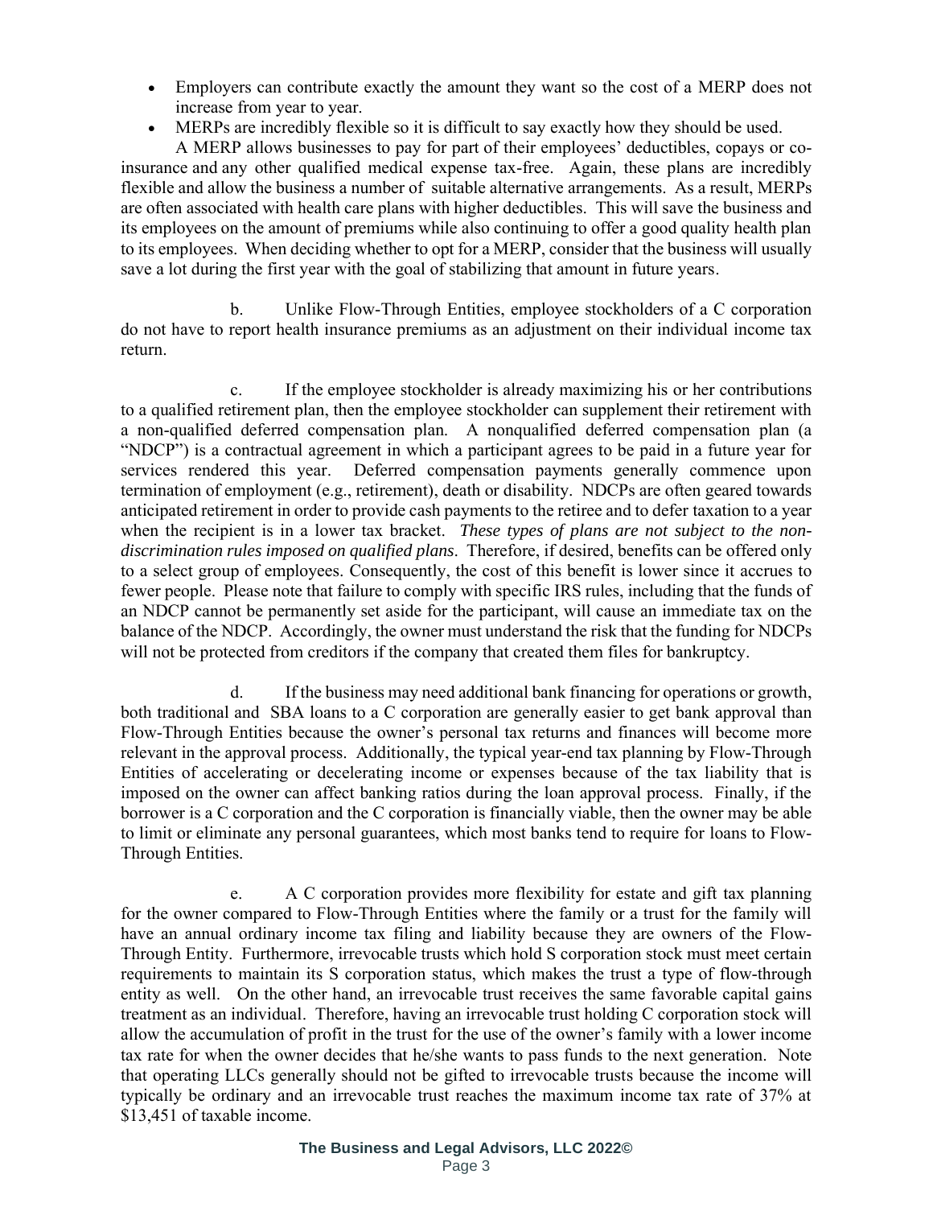- Employers can contribute exactly the amount they want so the cost of a MERP does not increase from year to year.
- MERPs are incredibly flexible so it is difficult to say exactly how they should be used.

A MERP allows businesses to pay for part of their employees' deductibles, copays or co-insurance and any other qualified medical expense tax-free. Again, these plans are incredibly flexible and allow the business a number of suitable alternative arrangements. As a result, MERPs are often associated with health care plans with higher deductibles. This will save the business and its employees on the amount of premiums while also continuing to offer a good quality health plan to its employees. When deciding whether to opt for a MERP, consider that the business will usually save a lot during the first year with the goal of stabilizing that amount in future years.

b. Unlike Flow-Through Entities, employee stockholders of a C corporation do not have to report health insurance premiums as an adjustment on their individual income tax return.

c. If the employee stockholder is already maximizing his or her contributions to a qualified retirement plan, then the employee stockholder can supplement their retirement with a non-qualified deferred compensation plan. A nonqualified deferred compensation plan (a "NDCP") is a contractual agreement in which a participant agrees to be paid in a future year for services rendered this year. Deferred compensation payments generally commence upon termination of employment (e.g., retirement), death or disability. NDCPs are often geared towards anticipated retirement in order to provide cash payments to the retiree and to defer taxation to a year when the recipient is in a lower tax bracket. *These types of plans are not subject to the non-discrimination rules imposed on qualified plans*. Therefore, if desired, benefits can be offered only to a select group of employees. Consequently, the cost of this benefit is lower since it accrues to fewer people. Please note that failure to comply with specific IRS rules, including that the funds of an NDCP cannot be permanently set aside for the participant, will cause an immediate tax on the balance of the NDCP. Accordingly, the owner must understand the risk that the funding for NDCPs will not be protected from creditors if the company that created them files for bankruptcy.

d. If the business may need additional bank financing for operations or growth, both traditional and SBA loans to a C corporation are generally easier to get bank approval than Flow-Through Entities because the owner's personal tax returns and finances will become more relevant in the approval process. Additionally, the typical year-end tax planning by Flow-Through Entities of accelerating or decelerating income or expenses because of the tax liability that is imposed on the owner can affect banking ratios during the loan approval process. Finally, if the borrower is a C corporation and the C corporation is financially viable, then the owner may be able to limit or eliminate any personal guarantees, which most banks tend to require for loans to Flow-Through Entities.

e. A C corporation provides more flexibility for estate and gift tax planning for the owner compared to Flow-Through Entities where the family or a trust for the family will have an annual ordinary income tax filing and liability because they are owners of the Flow-Through Entity. Furthermore, irrevocable trusts which hold S corporation stock must meet certain requirements to maintain its S corporation status, which makes the trust a type of flow-through entity as well. On the other hand, an irrevocable trust receives the same favorable capital gains treatment as an individual. Therefore, having an irrevocable trust holding C corporation stock will allow the accumulation of profit in the trust for the use of the owner's family with a lower income tax rate for when the owner decides that he/she wants to pass funds to the next generation. Note that operating LLCs generally should not be gifted to irrevocable trusts because the income will typically be ordinary and an irrevocable trust reaches the maximum income tax rate of 37% at $13,451 of taxable income.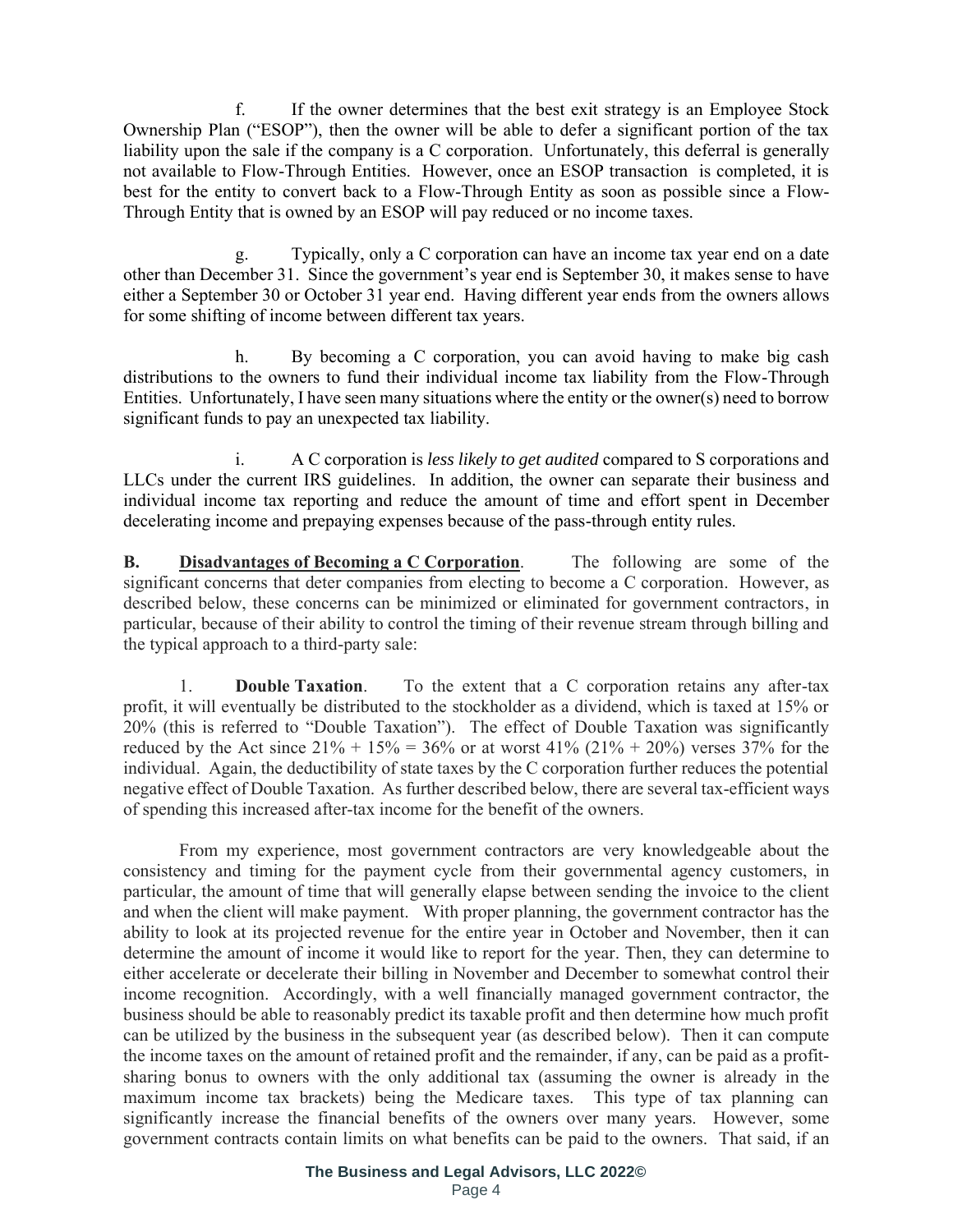f. If the owner determines that the best exit strategy is an Employee Stock Ownership Plan ("ESOP"), then the owner will be able to defer a significant portion of the tax liability upon the sale if the company is a C corporation. Unfortunately, this deferral is generally not available to Flow-Through Entities. However, once an ESOP transaction is completed, it is best for the entity to convert back to a Flow-Through Entity as soon as possible since a Flow-Through Entity that is owned by an ESOP will pay reduced or no income taxes.

g. Typically, only a C corporation can have an income tax year end on a date other than December 31. Since the government's year end is September 30, it makes sense to have either a September 30 or October 31 year end. Having different year ends from the owners allows for some shifting of income between different tax years.

h. By becoming a C corporation, you can avoid having to make big cash distributions to the owners to fund their individual income tax liability from the Flow-Through Entities. Unfortunately, I have seen many situations where the entity or the owner(s) need to borrow significant funds to pay an unexpected tax liability.

i. A C corporation is *less likely to get audited* compared to S corporations and LLCs under the current IRS guidelines. In addition, the owner can separate their business and individual income tax reporting and reduce the amount of time and effort spent in December decelerating income and prepaying expenses because of the pass-through entity rules.

**B. <u>Disadvantages of Becoming a C Corporation</u>**. The following are some of the significant concerns that deter companies from electing to become a C corporation. However, as described below, these concerns can be minimized or eliminated for government contractors, in particular, because of their ability to control the timing of their revenue stream through billing and the typical approach to a third-party sale:

1. **Double Taxation**. To the extent that a C corporation retains any after-tax profit, it will eventually be distributed to the stockholder as a dividend, which is taxed at 15% or 20% (this is referred to "Double Taxation"). The effect of Double Taxation was significantly reduced by the Act since 21% + 15% = 36% or at worst 41% (21% + 20%) verses 37% for the individual. Again, the deductibility of state taxes by the C corporation further reduces the potential negative effect of Double Taxation. As further described below, there are several tax-efficient ways of spending this increased after-tax income for the benefit of the owners.

From my experience, most government contractors are very knowledgeable about the consistency and timing for the payment cycle from their governmental agency customers, in particular, the amount of time that will generally elapse between sending the invoice to the client and when the client will make payment. With proper planning, the government contractor has the ability to look at its projected revenue for the entire year in October and November, then it can determine the amount of income it would like to report for the year. Then, they can determine to either accelerate or decelerate their billing in November and December to somewhat control their income recognition. Accordingly, with a well financially managed government contractor, the business should be able to reasonably predict its taxable profit and then determine how much profit can be utilized by the business in the subsequent year (as described below). Then it can compute the income taxes on the amount of retained profit and the remainder, if any, can be paid as a profit-sharing bonus to owners with the only additional tax (assuming the owner is already in the maximum income tax brackets) being the Medicare taxes. This type of tax planning can significantly increase the financial benefits of the owners over many years. However, some government contracts contain limits on what benefits can be paid to the owners. That said, if an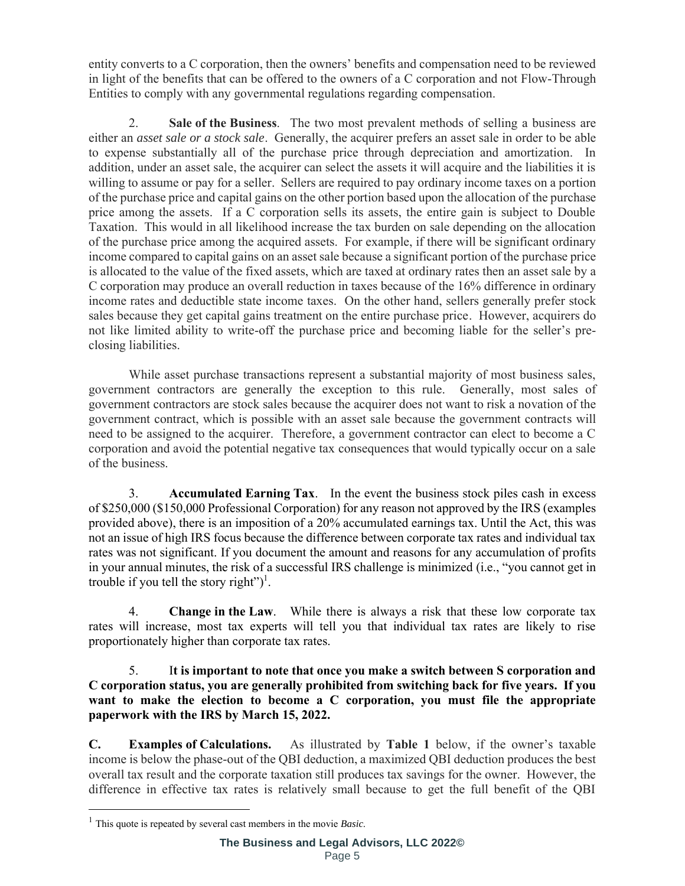entity converts to a C corporation, then the owners' benefits and compensation need to be reviewed in light of the benefits that can be offered to the owners of a C corporation and not Flow-Through Entities to comply with any governmental regulations regarding compensation.

2. **Sale of the Business**. The two most prevalent methods of selling a business are either an *asset sale or a stock sale*. Generally, the acquirer prefers an asset sale in order to be able to expense substantially all of the purchase price through depreciation and amortization. In addition, under an asset sale, the acquirer can select the assets it will acquire and the liabilities it is willing to assume or pay for a seller. Sellers are required to pay ordinary income taxes on a portion of the purchase price and capital gains on the other portion based upon the allocation of the purchase price among the assets. If a C corporation sells its assets, the entire gain is subject to Double Taxation. This would in all likelihood increase the tax burden on sale depending on the allocation of the purchase price among the acquired assets. For example, if there will be significant ordinary income compared to capital gains on an asset sale because a significant portion of the purchase price is allocated to the value of the fixed assets, which are taxed at ordinary rates then an asset sale by a C corporation may produce an overall reduction in taxes because of the 16% difference in ordinary income rates and deductible state income taxes. On the other hand, sellers generally prefer stock sales because they get capital gains treatment on the entire purchase price. However, acquirers do not like limited ability to write-off the purchase price and becoming liable for the seller's pre-closing liabilities.

While asset purchase transactions represent a substantial majority of most business sales, government contractors are generally the exception to this rule. Generally, most sales of government contractors are stock sales because the acquirer does not want to risk a novation of the government contract, which is possible with an asset sale because the government contracts will need to be assigned to the acquirer. Therefore, a government contractor can elect to become a C corporation and avoid the potential negative tax consequences that would typically occur on a sale of the business.

3. **Accumulated Earning Tax**. In the event the business stock piles cash in excess of $250,000 ($150,000 Professional Corporation) for any reason not approved by the IRS (examples provided above), there is an imposition of a 20% accumulated earnings tax. Until the Act, this was not an issue of high IRS focus because the difference between corporate tax rates and individual tax rates was not significant. If you document the amount and reasons for any accumulation of profits in your annual minutes, the risk of a successful IRS challenge is minimized (i.e., "you cannot get in trouble if you tell the story right")[1].

4. **Change in the Law**. While there is always a risk that these low corporate tax rates will increase, most tax experts will tell you that individual tax rates are likely to rise proportionately higher than corporate tax rates.

5. **It is important to note that once you make a switch between S corporation and C corporation status, you are generally prohibited from switching back for five years. If you want to make the election to become a C corporation, you must file the appropriate paperwork with the IRS by March 15, 2022.**

**C. Examples of Calculations.** As illustrated by **Table 1** below, if the owner's taxable income is below the phase-out of the QBI deduction, a maximized QBI deduction produces the best overall tax result and the corporate taxation still produces tax savings for the owner. However, the difference in effective tax rates is relatively small because to get the full benefit of the QBI

[1] This quote is repeated by several cast members in the movie *Basic*.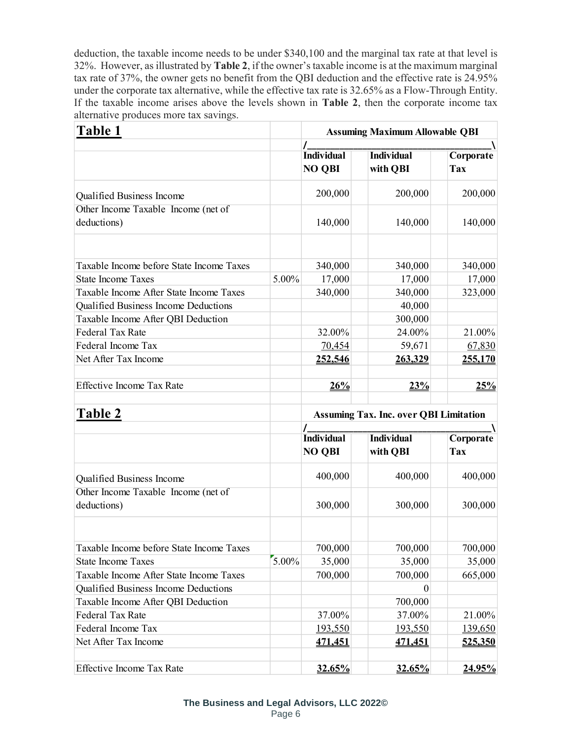deduction, the taxable income needs to be under $340,100 and the marginal tax rate at that level is 32%. However, as illustrated by **Table 2**, if the owner's taxable income is at the maximum marginal tax rate of 37%, the owner gets no benefit from the QBI deduction and the effective rate is 24.95% under the corporate tax alternative, while the effective tax rate is 32.65% as a Flow-Through Entity. If the taxable income arises above the levels shown in **Table 2**, then the corporate income tax alternative produces more tax savings.

| **Table 1** | | **Assuming Maximum Allowable QBI** | | | |
|---|---|---|---|---|---|
| | | **Individual NO QBI** | | **Individual with QBI** | **Corporate Tax** |
| Qualified Business Income | | 200,000 | | 200,000 | 200,000 |
| Other Income Taxable Income (net of deductions) | | 140,000 | | 140,000 | 140,000 |
| | | | | | |
| Taxable Income before State Income Taxes | | 340,000 | | 340,000 | 340,000 |
| State Income Taxes | 5.00% | 17,000 | | 17,000 | 17,000 |
| Taxable Income After State Income Taxes | | 340,000 | | 340,000 | 323,000 |
| Qualified Business Income Deductions | | | | 40,000 | |
| Taxable Income After QBI Deduction | | | | 300,000 | |
| Federal Tax Rate | | 32.00% | | 24.00% | 21.00% |
| Federal Income Tax | | 70,454 | | 59,671 | 67,830 |
| Net After Tax Income | | **252,546** | | **263,329** | **255,170** |
| | | | | | |
| Effective Income Tax Rate | | **26%** | | **23%** | **25%** |

| **Table 2** | | **Assuming Tax. Inc. over QBI Limitation** | | | |
|---|---|---|---|---|---|
| | | **Individual NO QBI** | | **Individual with QBI** | **Corporate Tax** |
| Qualified Business Income | | 400,000 | | 400,000 | 400,000 |
| Other Income Taxable Income (net of deductions) | | 300,000 | | 300,000 | 300,000 |
| | | | | | |
| Taxable Income before State Income Taxes | | 700,000 | | 700,000 | 700,000 |
| State Income Taxes | 5.00% | 35,000 | | 35,000 | 35,000 |
| Taxable Income After State Income Taxes | | 700,000 | | 700,000 | 665,000 |
| Qualified Business Income Deductions | | | | 0 | |
| Taxable Income After QBI Deduction | | | | 700,000 | |
| Federal Tax Rate | | 37.00% | | 37.00% | 21.00% |
| Federal Income Tax | | 193,550 | | 193,550 | 139,650 |
| Net After Tax Income | | **471,451** | | **471,451** | **525,350** |
| | | | | | |
| Effective Income Tax Rate | | **32.65%** | | **32.65%** | **24.95%** |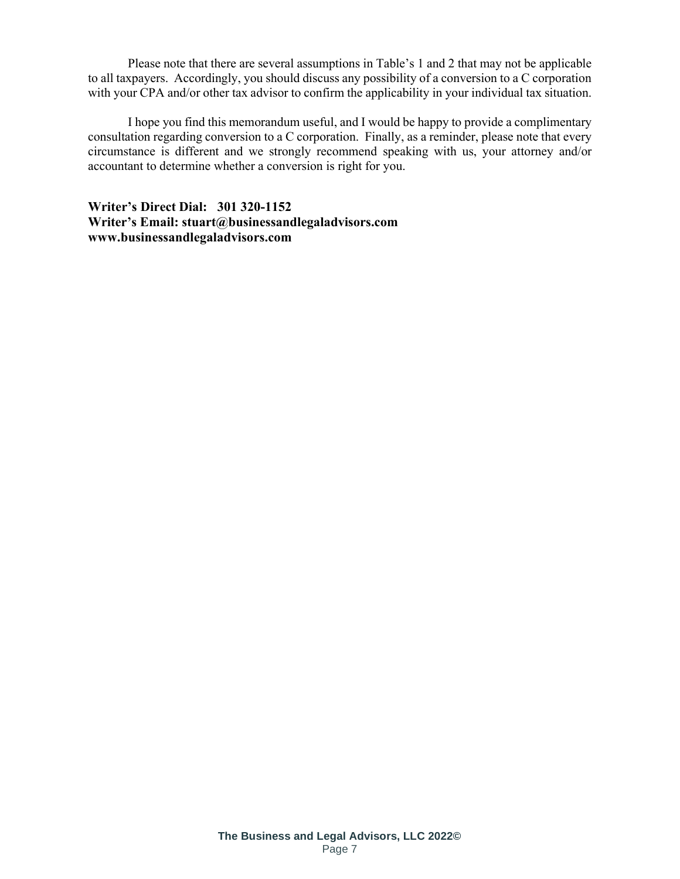Please note that there are several assumptions in Table's 1 and 2 that may not be applicable to all taxpayers. Accordingly, you should discuss any possibility of a conversion to a C corporation with your CPA and/or other tax advisor to confirm the applicability in your individual tax situation.

I hope you find this memorandum useful, and I would be happy to provide a complimentary consultation regarding conversion to a C corporation. Finally, as a reminder, please note that every circumstance is different and we strongly recommend speaking with us, your attorney and/or accountant to determine whether a conversion is right for you.

**Writer's Direct Dial: 301 320-1152**
**Writer's Email: stuart@businessandlegaladvisors.com**
**www.businessandlegaladvisors.com**